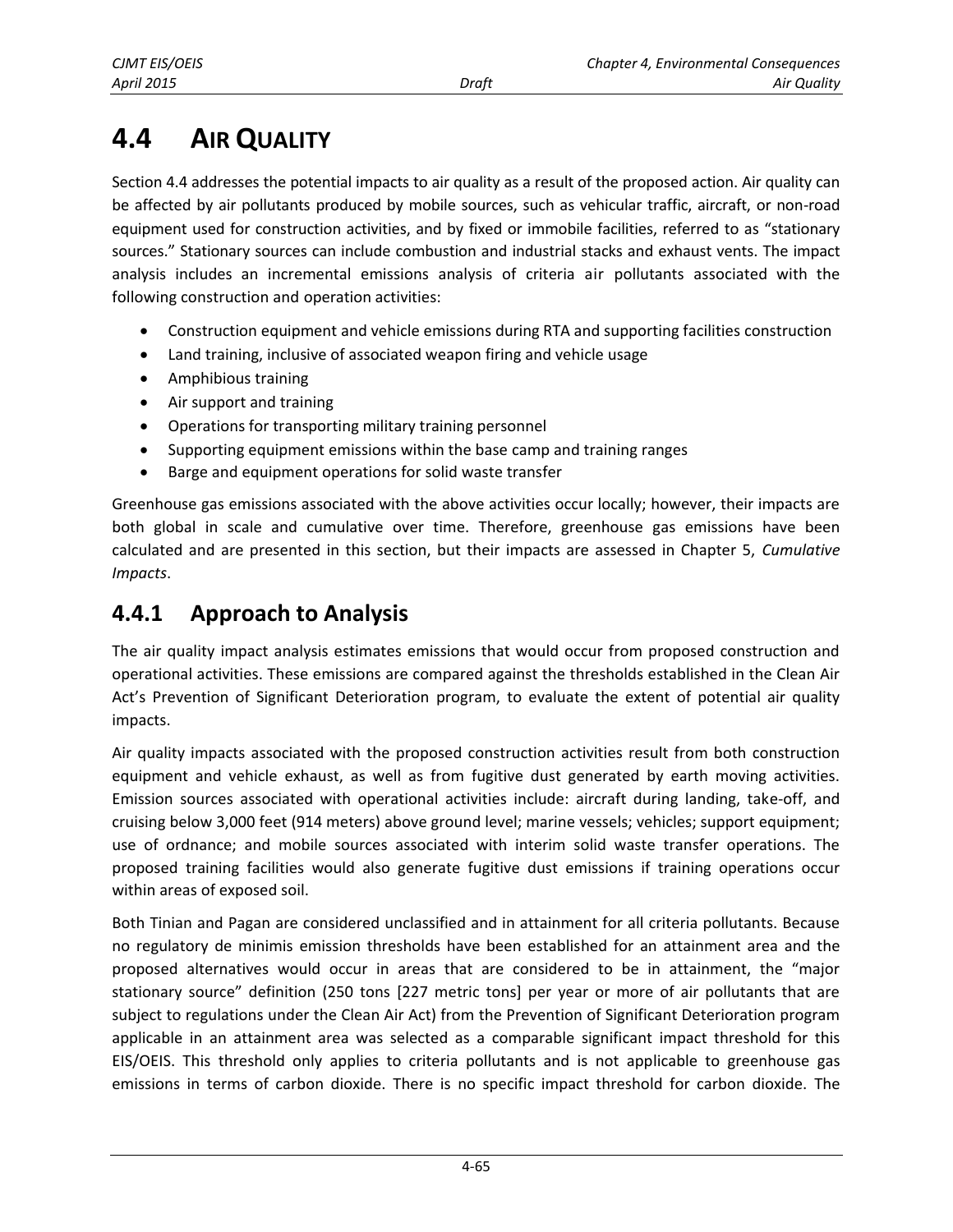# 4.4 AIR QUALITY

Section 4.4 addresses the potential impacts to air quality as a result of the proposed action. Air quality can be affected by air pollutants produced by mobile sources, such as vehicular traffic, aircraft, or non-road equipment used for construction activities, and by fixed or immobile facilities, referred to as "stationary sources." Stationary sources can include combustion and industrial stacks and exhaust vents. The impact analysis includes an incremental emissions analysis of criteria air pollutants associated with the following construction and operation activities:

- Construction equipment and vehicle emissions during RTA and supporting facilities construction
- Land training, inclusive of associated weapon firing and vehicle usage
- Amphibious training
- Air support and training
- Operations for transporting military training personnel
- Supporting equipment emissions within the base camp and training ranges
- Barge and equipment operations for solid waste transfer

Greenhouse gas emissions associated with the above activities occur locally; however, their impacts are both global in scale and cumulative over time. Therefore, greenhouse gas emissions have been calculated and are presented in this section, but their impacts are assessed in Chapter 5, *Cumulative Impacts*.

## 4.4.1 Approach to Analysis

The air quality impact analysis estimates emissions that would occur from proposed construction and operational activities. These emissions are compared against the thresholds established in the Clean Air Act's Prevention of Significant Deterioration program, to evaluate the extent of potential air quality impacts.

Air quality impacts associated with the proposed construction activities result from both construction equipment and vehicle exhaust, as well as from fugitive dust generated by earth moving activities. Emission sources associated with operational activities include: aircraft during landing, take-off, and cruising below 3,000 feet (914 meters) above ground level; marine vessels; vehicles; support equipment; use of ordnance; and mobile sources associated with interim solid waste transfer operations. The proposed training facilities would also generate fugitive dust emissions if training operations occur within areas of exposed soil.

Both Tinian and Pagan are considered unclassified and in attainment for all criteria pollutants. Because no regulatory de minimis emission thresholds have been established for an attainment area and the proposed alternatives would occur in areas that are considered to be in attainment, the "major stationary source" definition (250 tons [227 metric tons] per year or more of air pollutants that are subject to regulations under the Clean Air Act) from the Prevention of Significant Deterioration program applicable in an attainment area was selected as a comparable significant impact threshold for this EIS/OEIS. This threshold only applies to criteria pollutants and is not applicable to greenhouse gas emissions in terms of carbon dioxide. There is no specific impact threshold for carbon dioxide. The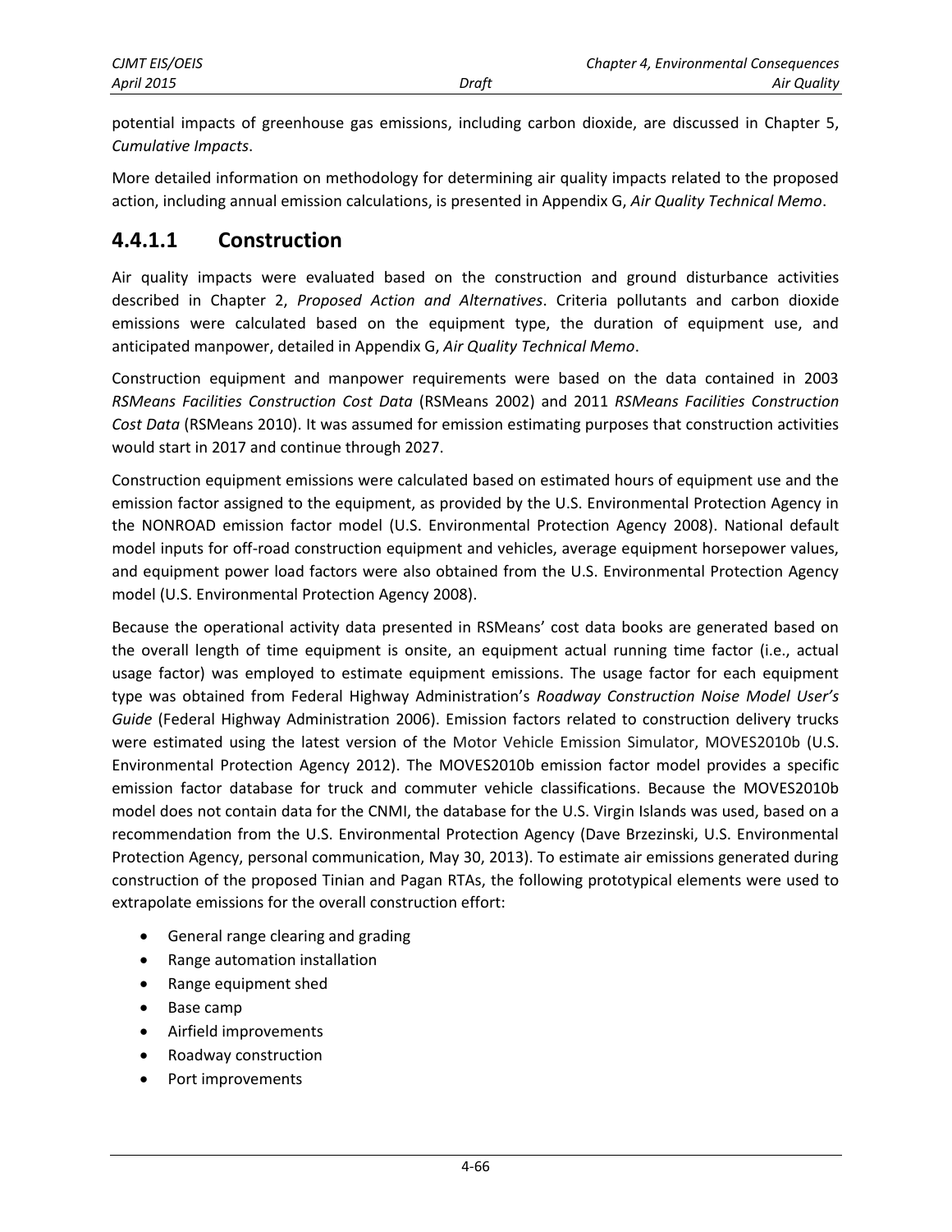potential impacts of greenhouse gas emissions, including carbon dioxide, are discussed in Chapter 5, *Cumulative Impacts*.

More detailed information on methodology for determining air quality impacts related to the proposed action, including annual emission calculations, is presented in Appendix G, *Air Quality Technical Memo*.

### 4.4.1.1 Construction

Air quality impacts were evaluated based on the construction and ground disturbance activities described in Chapter 2, *Proposed Action and Alternatives*. Criteria pollutants and carbon dioxide emissions were calculated based on the equipment type, the duration of equipment use, and anticipated manpower, detailed in Appendix G, *Air Quality Technical Memo*.

Construction equipment and manpower requirements were based on the data contained in 2003 *RSMeans Facilities Construction Cost Data* (RSMeans 2002) and 2011 *RSMeans Facilities Construction Cost Data* (RSMeans 2010). It was assumed for emission estimating purposes that construction activities would start in 2017 and continue through 2027.

Construction equipment emissions were calculated based on estimated hours of equipment use and the emission factor assigned to the equipment, as provided by the U.S. Environmental Protection Agency in the NONROAD emission factor model (U.S. Environmental Protection Agency 2008). National default model inputs for off-road construction equipment and vehicles, average equipment horsepower values, and equipment power load factors were also obtained from the U.S. Environmental Protection Agency model (U.S. Environmental Protection Agency 2008).

Because the operational activity data presented in RSMeans' cost data books are generated based on the overall length of time equipment is onsite, an equipment actual running time factor (i.e., actual usage factor) was employed to estimate equipment emissions. The usage factor for each equipment type was obtained from Federal Highway Administration's *Roadway Construction Noise Model User's Guide* (Federal Highway Administration 2006). Emission factors related to construction delivery trucks were estimated using the latest version of the Motor Vehicle Emission Simulator, MOVES2010b (U.S. Environmental Protection Agency 2012). The MOVES2010b emission factor model provides a specific emission factor database for truck and commuter vehicle classifications. Because the MOVES2010b model does not contain data for the CNMI, the database for the U.S. Virgin Islands was used, based on a recommendation from the U.S. Environmental Protection Agency (Dave Brzezinski, U.S. Environmental Protection Agency, personal communication, May 30, 2013). To estimate air emissions generated during construction of the proposed Tinian and Pagan RTAs, the following prototypical elements were used to extrapolate emissions for the overall construction effort:

- General range clearing and grading
- Range automation installation
- Range equipment shed
- Base camp
- Airfield improvements
- Roadway construction
- Port improvements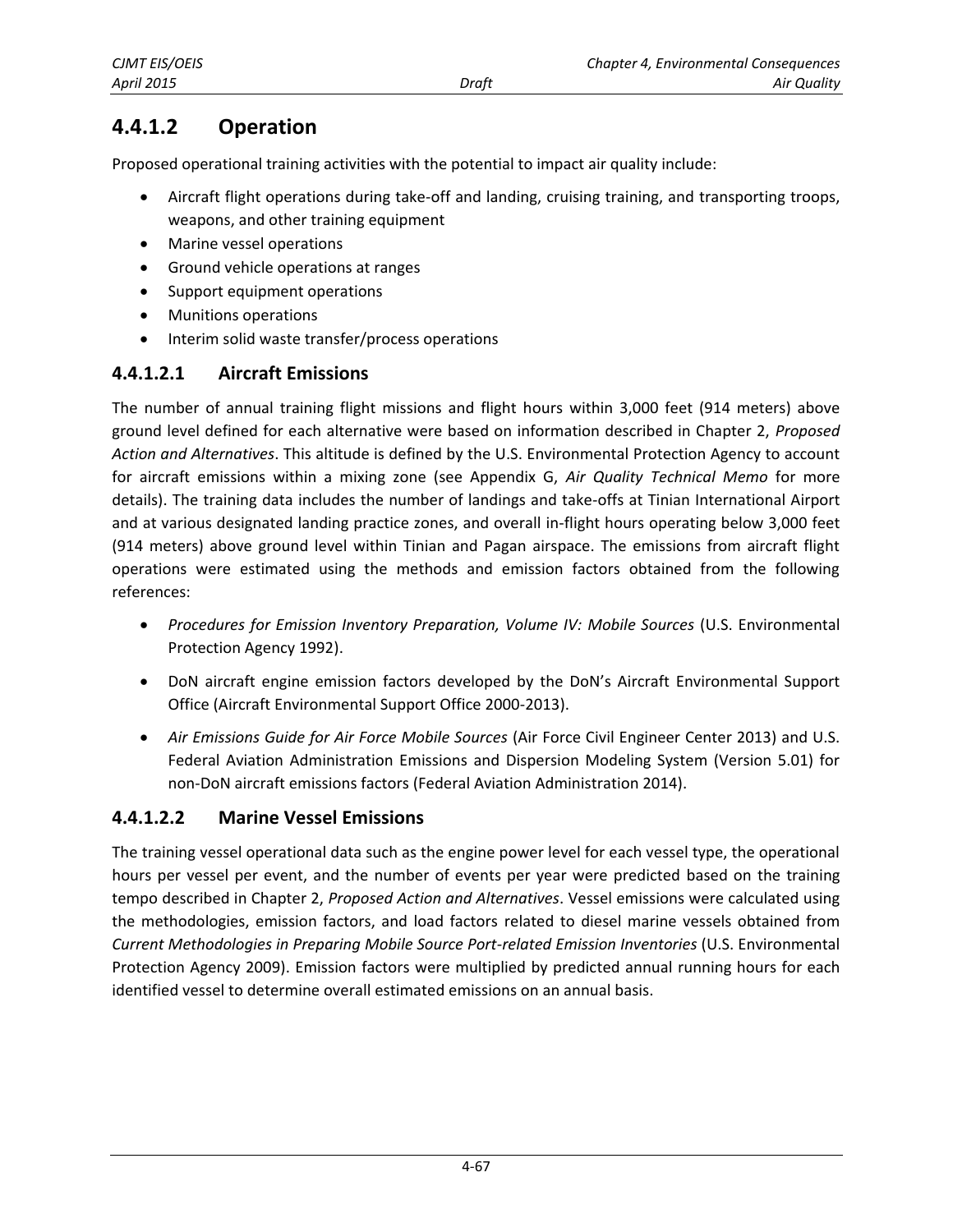## 4.4.1.2 Operation

Proposed operational training activities with the potential to impact air quality include:

- Aircraft flight operations during take-off and landing, cruising training, and transporting troops, weapons, and other training equipment
- Marine vessel operations
- Ground vehicle operations at ranges
- Support equipment operations
- Munitions operations
- Interim solid waste transfer/process operations

### 4.4.1.2.1 Aircraft Emissions

The number of annual training flight missions and flight hours within 3,000 feet (914 meters) above ground level defined for each alternative were based on information described in Chapter 2, *Proposed Action and Alternatives*. This altitude is defined by the U.S. Environmental Protection Agency to account for aircraft emissions within a mixing zone (see Appendix G, *Air Quality Technical Memo* for more details). The training data includes the number of landings and take-offs at Tinian International Airport and at various designated landing practice zones, and overall in-flight hours operating below 3,000 feet (914 meters) above ground level within Tinian and Pagan airspace. The emissions from aircraft flight operations were estimated using the methods and emission factors obtained from the following references:

- *Procedures for Emission Inventory Preparation, Volume IV: Mobile Sources* (U.S. Environmental Protection Agency 1992).
- DoN aircraft engine emission factors developed by the DoN's Aircraft Environmental Support Office (Aircraft Environmental Support Office 2000-2013).
- *Air Emissions Guide for Air Force Mobile Sources* (Air Force Civil Engineer Center 2013) and U.S. Federal Aviation Administration Emissions and Dispersion Modeling System (Version 5.01) for non-DoN aircraft emissions factors (Federal Aviation Administration 2014).

### 4.4.1.2.2 Marine Vessel Emissions

The training vessel operational data such as the engine power level for each vessel type, the operational hours per vessel per event, and the number of events per year were predicted based on the training tempo described in Chapter 2, *Proposed Action and Alternatives*. Vessel emissions were calculated using the methodologies, emission factors, and load factors related to diesel marine vessels obtained from *Current Methodologies in Preparing Mobile Source Port-related Emission Inventories* (U.S. Environmental Protection Agency 2009). Emission factors were multiplied by predicted annual running hours for each identified vessel to determine overall estimated emissions on an annual basis.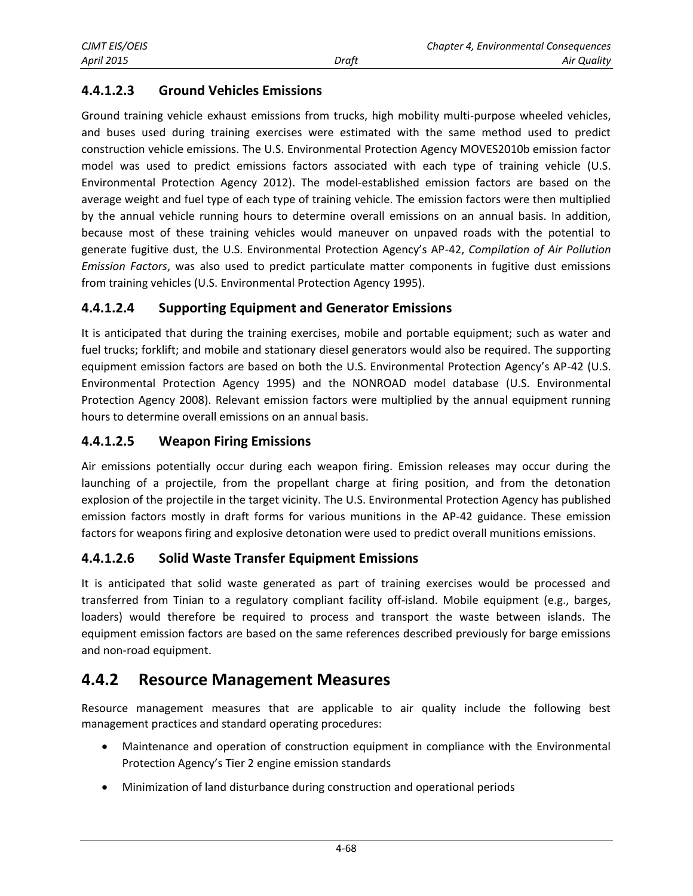#### 4.4.1.2.3 Ground Vehicles Emissions

Ground training vehicle exhaust emissions from trucks, high mobility multi-purpose wheeled vehicles, and buses used during training exercises were estimated with the same method used to predict construction vehicle emissions. The U.S. Environmental Protection Agency MOVES2010b emission factor model was used to predict emissions factors associated with each type of training vehicle (U.S. Environmental Protection Agency 2012). The model-established emission factors are based on the average weight and fuel type of each type of training vehicle. The emission factors were then multiplied by the annual vehicle running hours to determine overall emissions on an annual basis. In addition, because most of these training vehicles would maneuver on unpaved roads with the potential to generate fugitive dust, the U.S. Environmental Protection Agency's AP-42, *Compilation of Air Pollution Emission Factors*, was also used to predict particulate matter components in fugitive dust emissions from training vehicles (U.S. Environmental Protection Agency 1995).

#### 4.4.1.2.4 Supporting Equipment and Generator Emissions

It is anticipated that during the training exercises, mobile and portable equipment; such as water and fuel trucks; forklift; and mobile and stationary diesel generators would also be required. The supporting equipment emission factors are based on both the U.S. Environmental Protection Agency's AP-42 (U.S. Environmental Protection Agency 1995) and the NONROAD model database (U.S. Environmental Protection Agency 2008). Relevant emission factors were multiplied by the annual equipment running hours to determine overall emissions on an annual basis.

#### 4.4.1.2.5 Weapon Firing Emissions

Air emissions potentially occur during each weapon firing. Emission releases may occur during the launching of a projectile, from the propellant charge at firing position, and from the detonation explosion of the projectile in the target vicinity. The U.S. Environmental Protection Agency has published emission factors mostly in draft forms for various munitions in the AP-42 guidance. These emission factors for weapons firing and explosive detonation were used to predict overall munitions emissions.

#### 4.4.1.2.6 Solid Waste Transfer Equipment Emissions

It is anticipated that solid waste generated as part of training exercises would be processed and transferred from Tinian to a regulatory compliant facility off-island. Mobile equipment (e.g., barges, loaders) would therefore be required to process and transport the waste between islands. The equipment emission factors are based on the same references described previously for barge emissions and non-road equipment.

## 4.4.2 Resource Management Measures

Resource management measures that are applicable to air quality include the following best management practices and standard operating procedures:

- Maintenance and operation of construction equipment in compliance with the Environmental Protection Agency's Tier 2 engine emission standards
- Minimization of land disturbance during construction and operational periods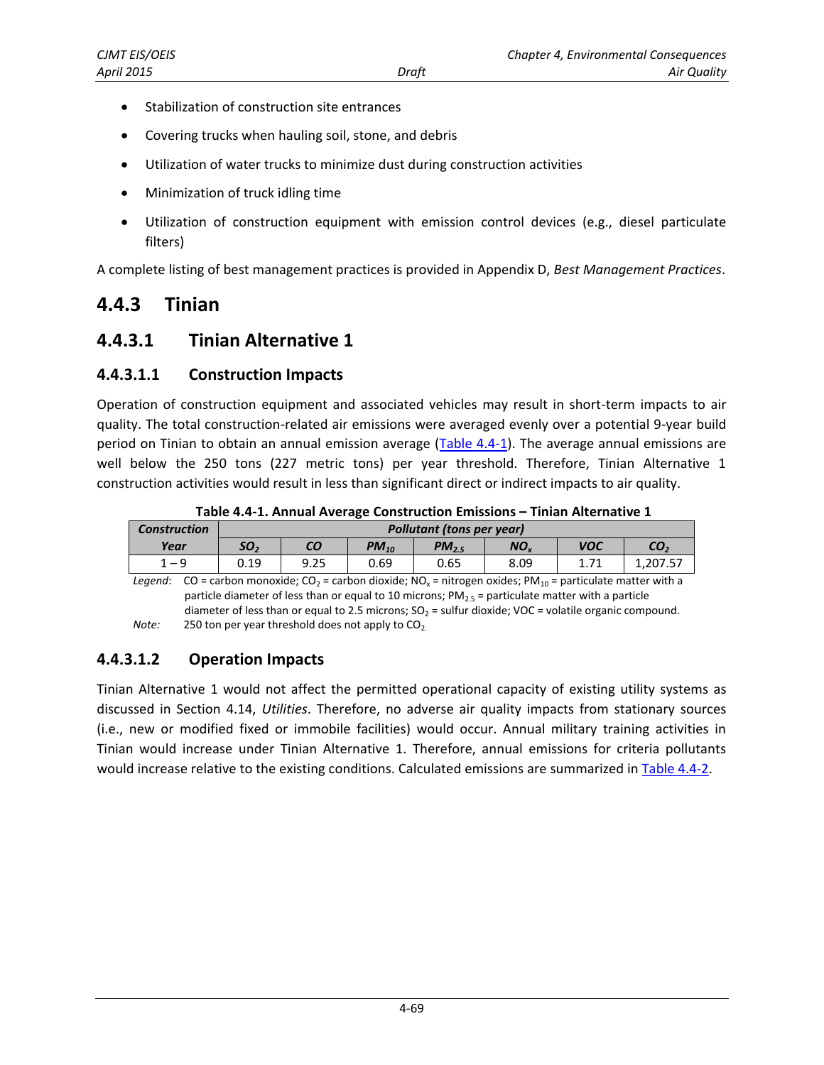- Stabilization of construction site entrances
- Covering trucks when hauling soil, stone, and debris
- Utilization of water trucks to minimize dust during construction activities
- Minimization of truck idling time
- Utilization of construction equipment with emission control devices (e.g., diesel particulate filters)

A complete listing of best management practices is provided in Appendix D, *Best Management Practices*.

## 4.4.3 Tinian

### 4.4.3.1 Tinian Alternative 1

#### 4.4.3.1.1 Construction Impacts

Operation of construction equipment and associated vehicles may result in short-term impacts to air quality. The total construction-related air emissions were averaged evenly over a potential 9-year build period on Tinian to obtain an annual emission average (Table 4.4-1). The average annual emissions are well below the 250 tons (227 metric tons) per year threshold. Therefore, Tinian Alternative 1 construction activities would result in less than significant direct or indirect impacts to air quality.

**Table 4.4-1. Annual Average Construction Emissions – Tinian Alternative 1**

| *Construction Year* | *Pollutant (tons per year)* | | | | | | |
|---|---|---|---|---|---|---|---|
| | $SO_2$ | *CO* | $PM_{10}$ | $PM_{2.5}$ | $NO_x$ | *VOC* | $CO_2$ |
| 1 – 9 | 0.19 | 9.25 | 0.69 | 0.65 | 8.09 | 1.71 | 1,207.57 |

*Legend*: CO = carbon monoxide; $CO_2$ = carbon dioxide; $NO_x$ = nitrogen oxides; $PM_{10}$ = particulate matter with a particle diameter of less than or equal to 10 microns; $PM_{2.5}$ = particulate matter with a particle diameter of less than or equal to 2.5 microns; $SO_2$ = sulfur dioxide; VOC = volatile organic compound.

*Note:* 250 ton per year threshold does not apply to $CO_2$.

#### 4.4.3.1.2 Operation Impacts

Tinian Alternative 1 would not affect the permitted operational capacity of existing utility systems as discussed in Section 4.14, *Utilities*. Therefore, no adverse air quality impacts from stationary sources (i.e., new or modified fixed or immobile facilities) would occur. Annual military training activities in Tinian would increase under Tinian Alternative 1. Therefore, annual emissions for criteria pollutants would increase relative to the existing conditions. Calculated emissions are summarized in Table 4.4-2.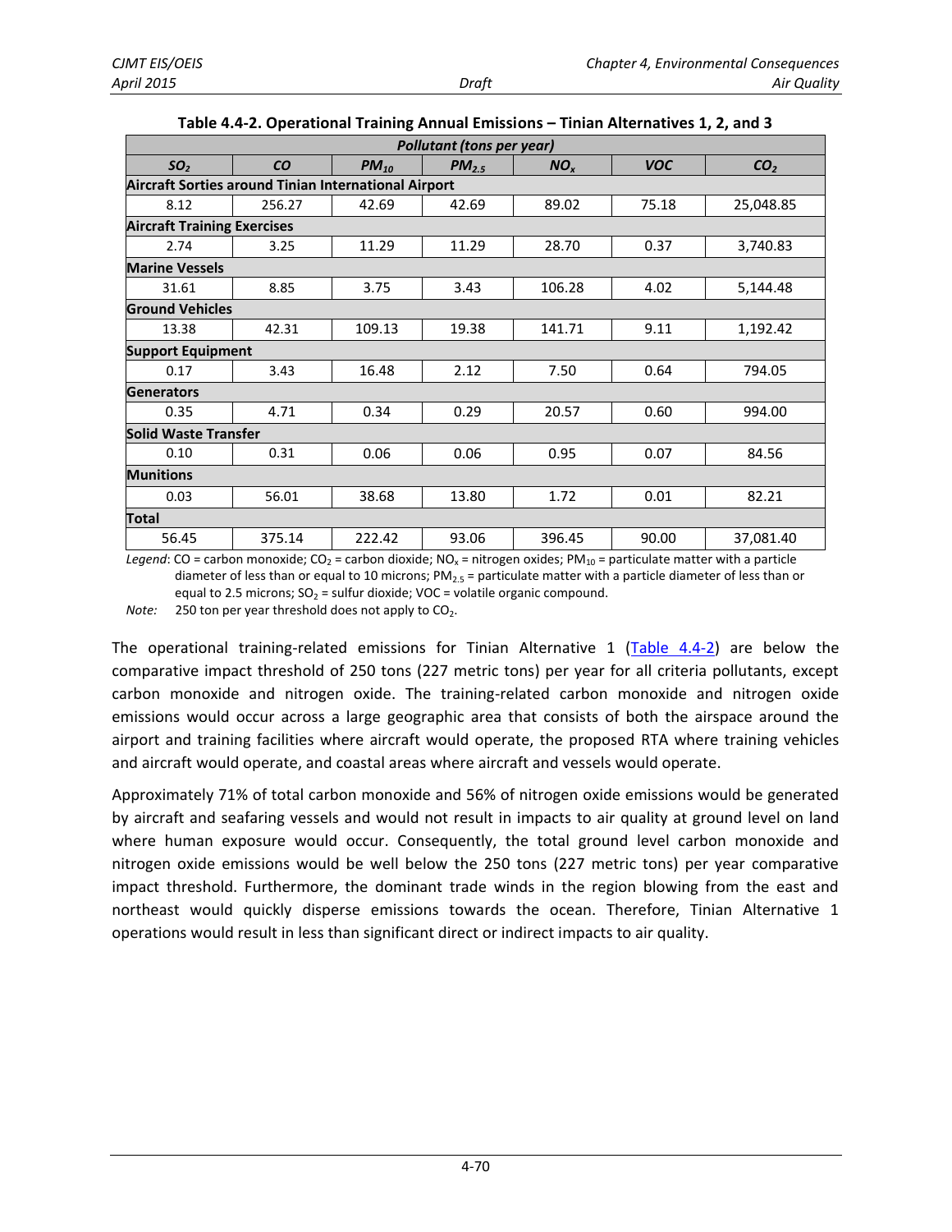**Table 4.4-2. Operational Training Annual Emissions – Tinian Alternatives 1, 2, and 3**

| Pollutant (tons per year) | | | | | | |
|---|---|---|---|---|---|---|
| $SO_2$ | CO | $PM_{10}$ | $PM_{2.5}$ | $NO_x$ | VOC | $CO_2$ |
| **Aircraft Sorties around Tinian International Airport** | | | | | | |
| 8.12 | 256.27 | 42.69 | 42.69 | 89.02 | 75.18 | 25,048.85 |
| **Aircraft Training Exercises** | | | | | | |
| 2.74 | 3.25 | 11.29 | 11.29 | 28.70 | 0.37 | 3,740.83 |
| **Marine Vessels** | | | | | | |
| 31.61 | 8.85 | 3.75 | 3.43 | 106.28 | 4.02 | 5,144.48 |
| **Ground Vehicles** | | | | | | |
| 13.38 | 42.31 | 109.13 | 19.38 | 141.71 | 9.11 | 1,192.42 |
| **Support Equipment** | | | | | | |
| 0.17 | 3.43 | 16.48 | 2.12 | 7.50 | 0.64 | 794.05 |
| **Generators** | | | | | | |
| 0.35 | 4.71 | 0.34 | 0.29 | 20.57 | 0.60 | 994.00 |
| **Solid Waste Transfer** | | | | | | |
| 0.10 | 0.31 | 0.06 | 0.06 | 0.95 | 0.07 | 84.56 |
| **Munitions** | | | | | | |
| 0.03 | 56.01 | 38.68 | 13.80 | 1.72 | 0.01 | 82.21 |
| **Total** | | | | | | |
| 56.45 | 375.14 | 222.42 | 93.06 | 396.45 | 90.00 | 37,081.40 |

*Legend*: CO = carbon monoxide; $CO_2$ = carbon dioxide; $NO_x$ = nitrogen oxides; $PM_{10}$ = particulate matter with a particle diameter of less than or equal to 10 microns; $PM_{2.5}$ = particulate matter with a particle diameter of less than or equal to 2.5 microns; $SO_2$ = sulfur dioxide; VOC = volatile organic compound.

*Note:* 250 ton per year threshold does not apply to $CO_2$.

The operational training-related emissions for Tinian Alternative 1 (Table 4.4-2) are below the comparative impact threshold of 250 tons (227 metric tons) per year for all criteria pollutants, except carbon monoxide and nitrogen oxide. The training-related carbon monoxide and nitrogen oxide emissions would occur across a large geographic area that consists of both the airspace around the airport and training facilities where aircraft would operate, the proposed RTA where training vehicles and aircraft would operate, and coastal areas where aircraft and vessels would operate.

Approximately 71% of total carbon monoxide and 56% of nitrogen oxide emissions would be generated by aircraft and seafaring vessels and would not result in impacts to air quality at ground level on land where human exposure would occur. Consequently, the total ground level carbon monoxide and nitrogen oxide emissions would be well below the 250 tons (227 metric tons) per year comparative impact threshold. Furthermore, the dominant trade winds in the region blowing from the east and northeast would quickly disperse emissions towards the ocean. Therefore, Tinian Alternative 1 operations would result in less than significant direct or indirect impacts to air quality.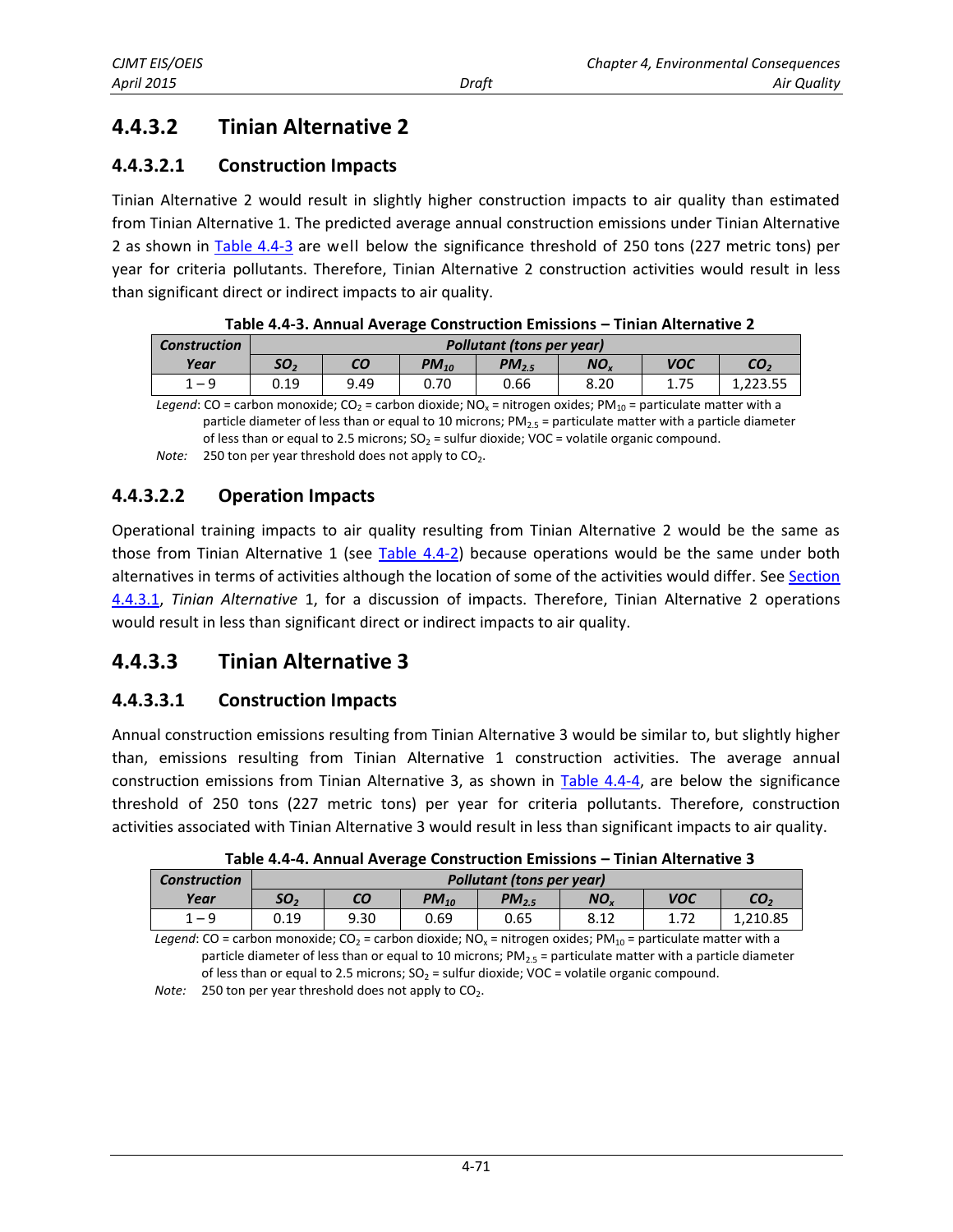## 4.4.3.2 Tinian Alternative 2

### 4.4.3.2.1 Construction Impacts

Tinian Alternative 2 would result in slightly higher construction impacts to air quality than estimated from Tinian Alternative 1. The predicted average annual construction emissions under Tinian Alternative 2 as shown in Table 4.4-3 are well below the significance threshold of 250 tons (227 metric tons) per year for criteria pollutants. Therefore, Tinian Alternative 2 construction activities would result in less than significant direct or indirect impacts to air quality.

**Table 4.4-3. Annual Average Construction Emissions – Tinian Alternative 2**

| *Construction Year* | *Pollutant (tons per year)* | | | | | | |
|---|---|---|---|---|---|---|---|
| | *$SO_2$* | *CO* | *$PM_{10}$* | *$PM_{2.5}$* | *$NO_x$* | *VOC* | *$CO_2$* |
| 1 – 9 | 0.19 | 9.49 | 0.70 | 0.66 | 8.20 | 1.75 | 1,223.55 |

*Legend*: CO = carbon monoxide; $CO_2$ = carbon dioxide; $NO_x$ = nitrogen oxides; $PM_{10}$ = particulate matter with a particle diameter of less than or equal to 10 microns; $PM_{2.5}$ = particulate matter with a particle diameter of less than or equal to 2.5 microns; $SO_2$ = sulfur dioxide; VOC = volatile organic compound.

*Note:* 250 ton per year threshold does not apply to $CO_2$.

### 4.4.3.2.2 Operation Impacts

Operational training impacts to air quality resulting from Tinian Alternative 2 would be the same as those from Tinian Alternative 1 (see Table 4.4-2) because operations would be the same under both alternatives in terms of activities although the location of some of the activities would differ. See Section 4.4.3.1, *Tinian Alternative* 1, for a discussion of impacts. Therefore, Tinian Alternative 2 operations would result in less than significant direct or indirect impacts to air quality.

## 4.4.3.3 Tinian Alternative 3

### 4.4.3.3.1 Construction Impacts

Annual construction emissions resulting from Tinian Alternative 3 would be similar to, but slightly higher than, emissions resulting from Tinian Alternative 1 construction activities. The average annual construction emissions from Tinian Alternative 3, as shown in Table 4.4-4, are below the significance threshold of 250 tons (227 metric tons) per year for criteria pollutants. Therefore, construction activities associated with Tinian Alternative 3 would result in less than significant impacts to air quality.

**Table 4.4-4. Annual Average Construction Emissions – Tinian Alternative 3**

| *Construction Year* | *Pollutant (tons per year)* | | | | | | |
|---|---|---|---|---|---|---|---|
| | *$SO_2$* | *CO* | *$PM_{10}$* | *$PM_{2.5}$* | *$NO_x$* | *VOC* | *$CO_2$* |
| 1 – 9 | 0.19 | 9.30 | 0.69 | 0.65 | 8.12 | 1.72 | 1,210.85 |

*Legend*: CO = carbon monoxide; $CO_2$ = carbon dioxide; $NO_x$ = nitrogen oxides; $PM_{10}$ = particulate matter with a particle diameter of less than or equal to 10 microns; $PM_{2.5}$ = particulate matter with a particle diameter of less than or equal to 2.5 microns; $SO_2$ = sulfur dioxide; VOC = volatile organic compound.

*Note:* 250 ton per year threshold does not apply to $CO_2$.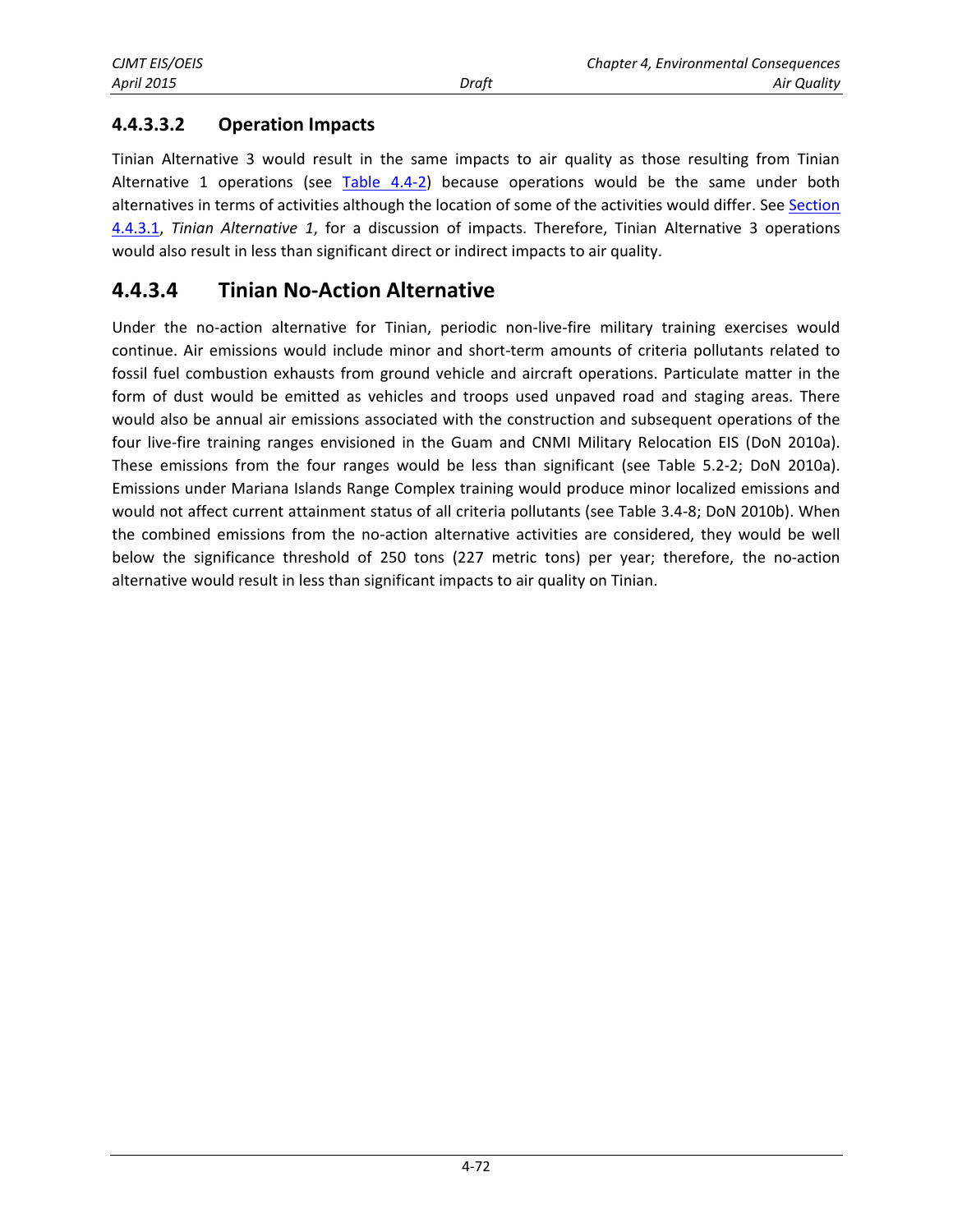#### 4.4.3.3.2 Operation Impacts

Tinian Alternative 3 would result in the same impacts to air quality as those resulting from Tinian Alternative 1 operations (see Table 4.4-2) because operations would be the same under both alternatives in terms of activities although the location of some of the activities would differ. See Section 4.4.3.1, *Tinian Alternative 1*, for a discussion of impacts. Therefore, Tinian Alternative 3 operations would also result in less than significant direct or indirect impacts to air quality.

### 4.4.3.4 Tinian No-Action Alternative

Under the no-action alternative for Tinian, periodic non-live-fire military training exercises would continue. Air emissions would include minor and short-term amounts of criteria pollutants related to fossil fuel combustion exhausts from ground vehicle and aircraft operations. Particulate matter in the form of dust would be emitted as vehicles and troops used unpaved road and staging areas. There would also be annual air emissions associated with the construction and subsequent operations of the four live-fire training ranges envisioned in the Guam and CNMI Military Relocation EIS (DoN 2010a). These emissions from the four ranges would be less than significant (see Table 5.2-2; DoN 2010a). Emissions under Mariana Islands Range Complex training would produce minor localized emissions and would not affect current attainment status of all criteria pollutants (see Table 3.4-8; DoN 2010b). When the combined emissions from the no-action alternative activities are considered, they would be well below the significance threshold of 250 tons (227 metric tons) per year; therefore, the no-action alternative would result in less than significant impacts to air quality on Tinian.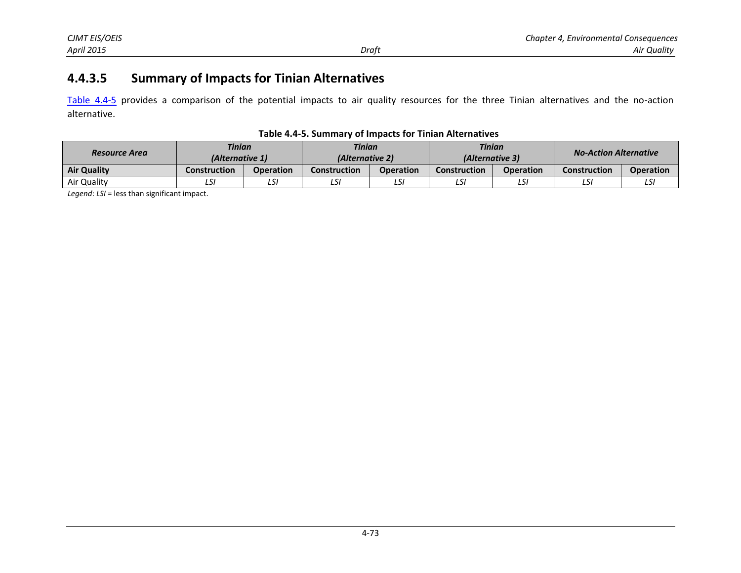### 4.4.3.5 Summary of Impacts for Tinian Alternatives

Table 4.4-5 provides a comparison of the potential impacts to air quality resources for the three Tinian alternatives and the no-action alternative.

**Table 4.4-5. Summary of Impacts for Tinian Alternatives**

| *Resource Area* | *Tinian (Alternative 1)* | | *Tinian (Alternative 2)* | | *Tinian (Alternative 3)* | | *No-Action Alternative* | |
|---|---|---|---|---|---|---|---|---|
| **Air Quality** | **Construction** | **Operation** | **Construction** | **Operation** | **Construction** | **Operation** | **Construction** | **Operation** |
| Air Quality | *LSI* | *LSI* | *LSI* | *LSI* | *LSI* | *LSI* | *LSI* | *LSI* |

*Legend*: *LSI* = less than significant impact.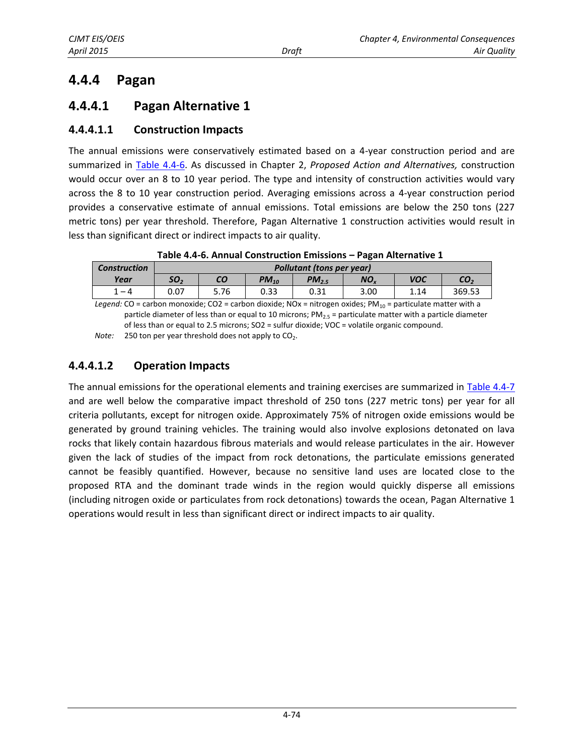## 4.4.4 Pagan

### 4.4.4.1 Pagan Alternative 1

#### 4.4.4.1.1 Construction Impacts

The annual emissions were conservatively estimated based on a 4-year construction period and are summarized in Table 4.4-6. As discussed in Chapter 2, *Proposed Action and Alternatives,* construction would occur over an 8 to 10 year period. The type and intensity of construction activities would vary across the 8 to 10 year construction period. Averaging emissions across a 4-year construction period provides a conservative estimate of annual emissions. Total emissions are below the 250 tons (227 metric tons) per year threshold. Therefore, Pagan Alternative 1 construction activities would result in less than significant direct or indirect impacts to air quality.

**Table 4.4-6. Annual Construction Emissions – Pagan Alternative 1**

| *Construction Year* | *Pollutant (tons per year)* | | | | | | |
|---|---|---|---|---|---|---|---|
| | *$SO_2$* | *CO* | *$PM_{10}$* | *$PM_{2.5}$* | *$NO_x$* | *VOC* | *$CO_2$* |
| 1 – 4 | 0.07 | 5.76 | 0.33 | 0.31 | 3.00 | 1.14 | 369.53 |

*Legend:* CO = carbon monoxide; CO2 = carbon dioxide; NOx = nitrogen oxides; $PM_{10}$ = particulate matter with a particle diameter of less than or equal to 10 microns; $PM_{2.5}$ = particulate matter with a particle diameter of less than or equal to 2.5 microns; SO2 = sulfur dioxide; VOC = volatile organic compound.

*Note:* 250 ton per year threshold does not apply to $CO_2$.

#### 4.4.4.1.2 Operation Impacts

The annual emissions for the operational elements and training exercises are summarized in Table 4.4-7 and are well below the comparative impact threshold of 250 tons (227 metric tons) per year for all criteria pollutants, except for nitrogen oxide. Approximately 75% of nitrogen oxide emissions would be generated by ground training vehicles. The training would also involve explosions detonated on lava rocks that likely contain hazardous fibrous materials and would release particulates in the air. However given the lack of studies of the impact from rock detonations, the particulate emissions generated cannot be feasibly quantified. However, because no sensitive land uses are located close to the proposed RTA and the dominant trade winds in the region would quickly disperse all emissions (including nitrogen oxide or particulates from rock detonations) towards the ocean, Pagan Alternative 1 operations would result in less than significant direct or indirect impacts to air quality.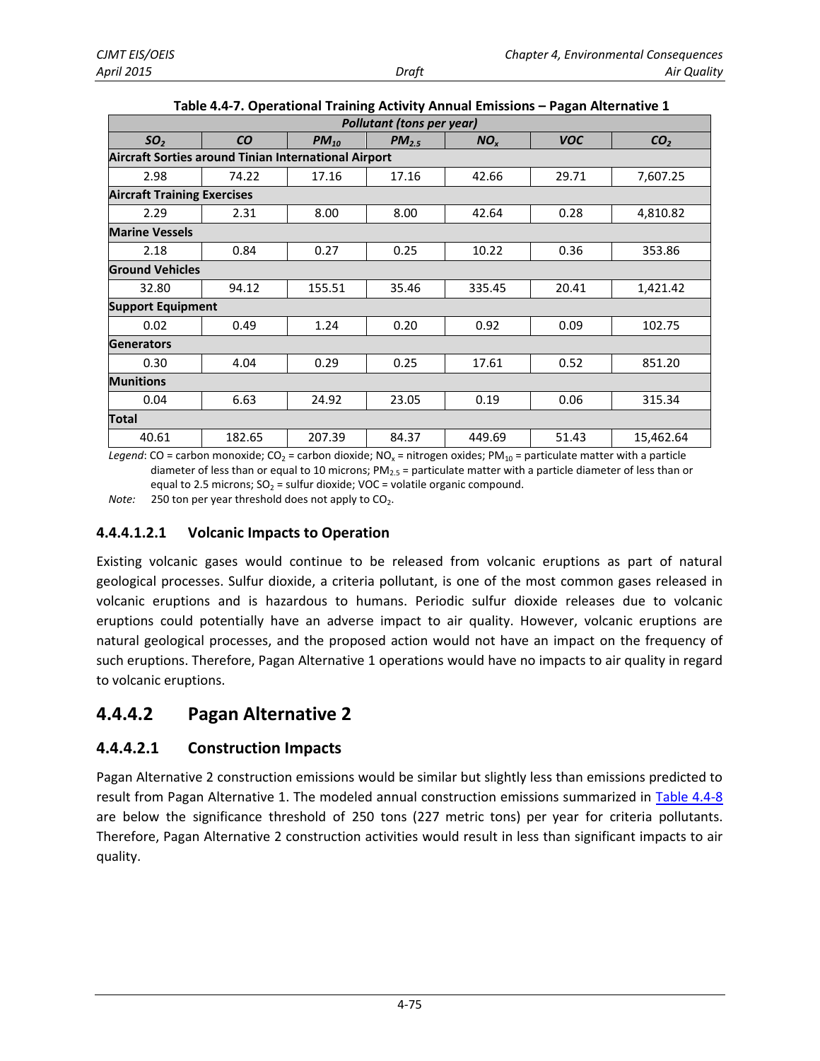**Table 4.4-7. Operational Training Activity Annual Emissions – Pagan Alternative 1**

| Pollutant (tons per year) | | | | | | |
|---|---|---|---|---|---|---|
| $SO_2$ | $CO$ | $PM_{10}$ | $PM_{2.5}$ | $NO_x$ | $VOC$ | $CO_2$ |
| **Aircraft Sorties around Tinian International Airport** | | | | | | |
| 2.98 | 74.22 | 17.16 | 17.16 | 42.66 | 29.71 | 7,607.25 |
| **Aircraft Training Exercises** | | | | | | |
| 2.29 | 2.31 | 8.00 | 8.00 | 42.64 | 0.28 | 4,810.82 |
| **Marine Vessels** | | | | | | |
| 2.18 | 0.84 | 0.27 | 0.25 | 10.22 | 0.36 | 353.86 |
| **Ground Vehicles** | | | | | | |
| 32.80 | 94.12 | 155.51 | 35.46 | 335.45 | 20.41 | 1,421.42 |
| **Support Equipment** | | | | | | |
| 0.02 | 0.49 | 1.24 | 0.20 | 0.92 | 0.09 | 102.75 |
| **Generators** | | | | | | |
| 0.30 | 4.04 | 0.29 | 0.25 | 17.61 | 0.52 | 851.20 |
| **Munitions** | | | | | | |
| 0.04 | 6.63 | 24.92 | 23.05 | 0.19 | 0.06 | 315.34 |
| **Total** | | | | | | |
| 40.61 | 182.65 | 207.39 | 84.37 | 449.69 | 51.43 | 15,462.64 |

*Legend*: CO = carbon monoxide; $CO_2$ = carbon dioxide; $NO_x$ = nitrogen oxides; $PM_{10}$ = particulate matter with a particle diameter of less than or equal to 10 microns; $PM_{2.5}$ = particulate matter with a particle diameter of less than or equal to 2.5 microns; $SO_2$ = sulfur dioxide; VOC = volatile organic compound.

*Note:* 250 ton per year threshold does not apply to $CO_2$.

#### 4.4.4.1.2.1 Volcanic Impacts to Operation

Existing volcanic gases would continue to be released from volcanic eruptions as part of natural geological processes. Sulfur dioxide, a criteria pollutant, is one of the most common gases released in volcanic eruptions and is hazardous to humans. Periodic sulfur dioxide releases due to volcanic eruptions could potentially have an adverse impact to air quality. However, volcanic eruptions are natural geological processes, and the proposed action would not have an impact on the frequency of such eruptions. Therefore, Pagan Alternative 1 operations would have no impacts to air quality in regard to volcanic eruptions.

## 4.4.4.2 Pagan Alternative 2

### 4.4.4.2.1 Construction Impacts

Pagan Alternative 2 construction emissions would be similar but slightly less than emissions predicted to result from Pagan Alternative 1. The modeled annual construction emissions summarized in Table 4.4-8 are below the significance threshold of 250 tons (227 metric tons) per year for criteria pollutants. Therefore, Pagan Alternative 2 construction activities would result in less than significant impacts to air quality.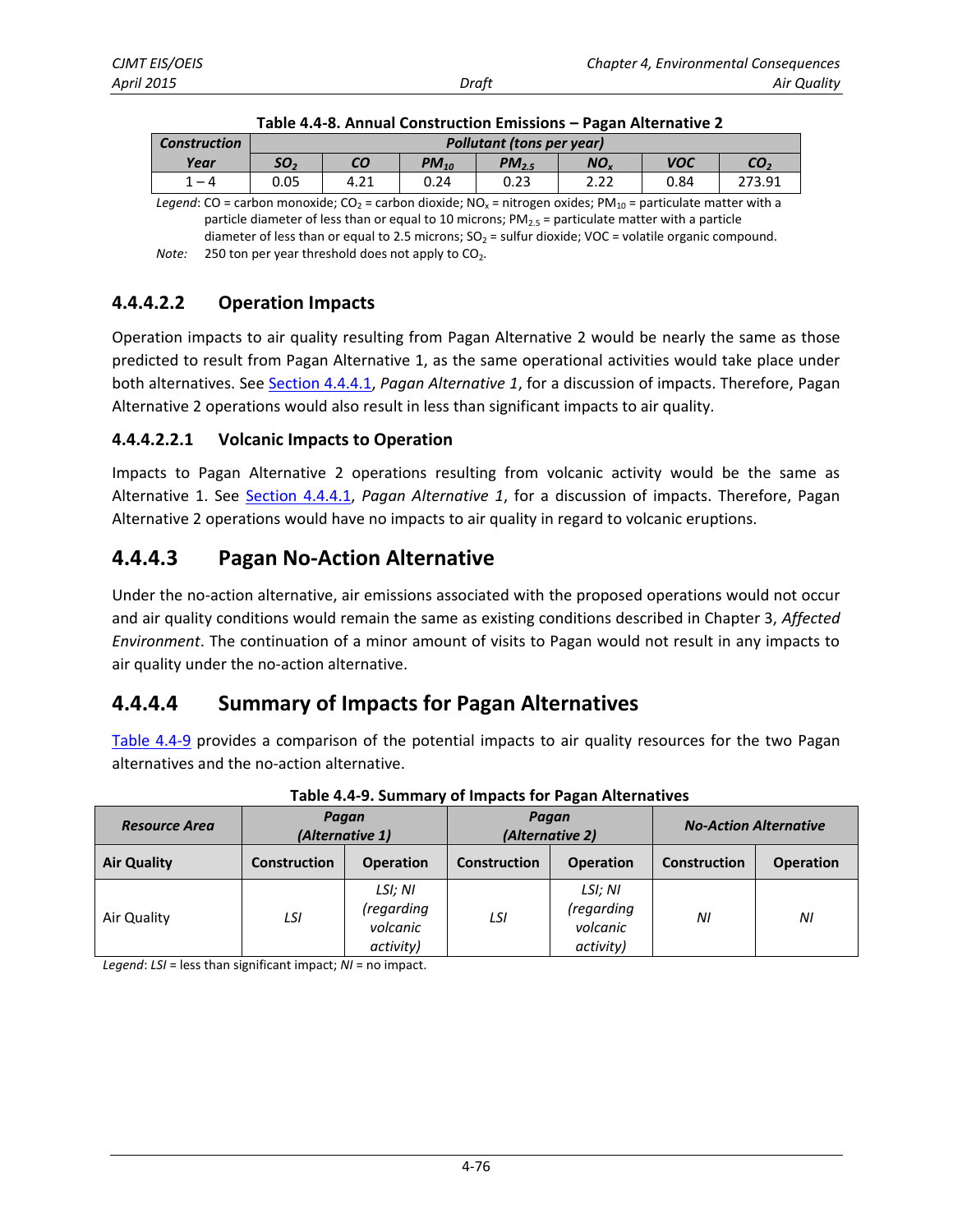**Table 4.4-8. Annual Construction Emissions – Pagan Alternative 2**

| Construction Year | Pollutant (tons per year) | | | | | | |
|---|---|---|---|---|---|---|---|
| | $SO_2$ | CO | $PM_{10}$ | $PM_{2.5}$ | $NO_x$ | VOC | $CO_2$ |
| 1 – 4 | 0.05 | 4.21 | 0.24 | 0.23 | 2.22 | 0.84 | 273.91 |

*Legend*: CO = carbon monoxide; $CO_2$ = carbon dioxide; $NO_x$ = nitrogen oxides; $PM_{10}$ = particulate matter with a particle diameter of less than or equal to 10 microns; $PM_{2.5}$ = particulate matter with a particle diameter of less than or equal to 2.5 microns; $SO_2$ = sulfur dioxide; VOC = volatile organic compound.

*Note:* 250 ton per year threshold does not apply to $CO_2$.

#### 4.4.4.2.2 Operation Impacts

Operation impacts to air quality resulting from Pagan Alternative 2 would be nearly the same as those predicted to result from Pagan Alternative 1, as the same operational activities would take place under both alternatives. See Section 4.4.4.1, *Pagan Alternative 1*, for a discussion of impacts. Therefore, Pagan Alternative 2 operations would also result in less than significant impacts to air quality.

##### 4.4.4.2.2.1 Volcanic Impacts to Operation

Impacts to Pagan Alternative 2 operations resulting from volcanic activity would be the same as Alternative 1. See Section 4.4.4.1, *Pagan Alternative 1*, for a discussion of impacts. Therefore, Pagan Alternative 2 operations would have no impacts to air quality in regard to volcanic eruptions.

### 4.4.4.3 Pagan No-Action Alternative

Under the no-action alternative, air emissions associated with the proposed operations would not occur and air quality conditions would remain the same as existing conditions described in Chapter 3, *Affected Environment*. The continuation of a minor amount of visits to Pagan would not result in any impacts to air quality under the no-action alternative.

### 4.4.4.4 Summary of Impacts for Pagan Alternatives

Table 4.4-9 provides a comparison of the potential impacts to air quality resources for the two Pagan alternatives and the no-action alternative.

**Table 4.4-9. Summary of Impacts for Pagan Alternatives**

| Resource Area | Pagan (Alternative 1) | | Pagan (Alternative 2) | | No-Action Alternative | |
|---|---|---|---|---|---|---|
| **Air Quality** | **Construction** | **Operation** | **Construction** | **Operation** | **Construction** | **Operation** |
| Air Quality | *LSI* | *LSI; NI (regarding volcanic activity)* | *LSI* | *LSI; NI (regarding volcanic activity)* | *NI* | *NI* |

*Legend*: *LSI* = less than significant impact; *NI* = no impact.